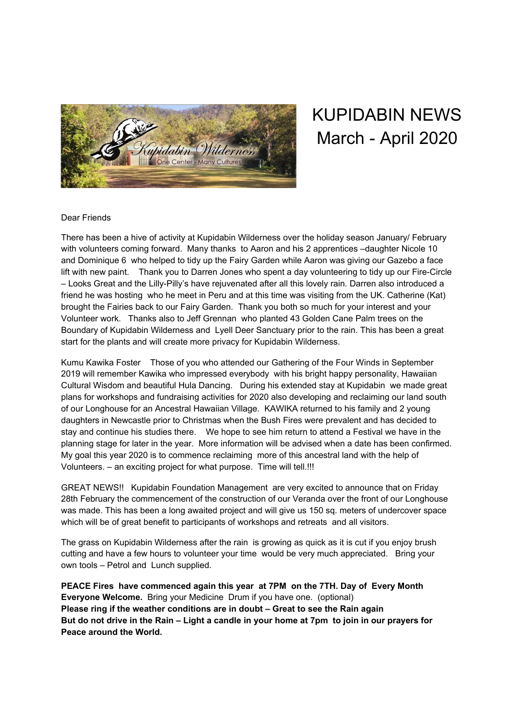# KUPIDABIN NEWS
# March - April 2020

Dear Friends

There has been a hive of activity at Kupidabin Wilderness over the holiday season January/ February with volunteers coming forward. Many thanks to Aaron and his 2 apprentices –daughter Nicole 10 and Dominique 6 who helped to tidy up the Fairy Garden while Aaron was giving our Gazebo a face lift with new paint. Thank you to Darren Jones who spent a day volunteering to tidy up our Fire-Circle – Looks Great and the Lilly-Pilly's have rejuvenated after all this lovely rain. Darren also introduced a friend he was hosting who he meet in Peru and at this time was visiting from the UK. Catherine (Kat) brought the Fairies back to our Fairy Garden. Thank you both so much for your interest and your Volunteer work. Thanks also to Jeff Grennan who planted 43 Golden Cane Palm trees on the Boundary of Kupidabin Wilderness and Lyell Deer Sanctuary prior to the rain. This has been a great start for the plants and will create more privacy for Kupidabin Wilderness.

Kumu Kawika Foster Those of you who attended our Gathering of the Four Winds in September 2019 will remember Kawika who impressed everybody with his bright happy personality, Hawaiian Cultural Wisdom and beautiful Hula Dancing. During his extended stay at Kupidabin we made great plans for workshops and fundraising activities for 2020 also developing and reclaiming our land south of our Longhouse for an Ancestral Hawaiian Village. KAWIKA returned to his family and 2 young daughters in Newcastle prior to Christmas when the Bush Fires were prevalent and has decided to stay and continue his studies there. We hope to see him return to attend a Festival we have in the planning stage for later in the year. More information will be advised when a date has been confirmed. My goal this year 2020 is to commence reclaiming more of this ancestral land with the help of Volunteers. – an exciting project for what purpose. Time will tell.!!!

GREAT NEWS!! Kupidabin Foundation Management are very excited to announce that on Friday 28th February the commencement of the construction of our Veranda over the front of our Longhouse was made. This has been a long awaited project and will give us 150 sq. meters of undercover space which will be of great benefit to participants of workshops and retreats and all visitors.

The grass on Kupidabin Wilderness after the rain is growing as quick as it is cut if you enjoy brush cutting and have a few hours to volunteer your time would be very much appreciated. Bring your own tools – Petrol and Lunch supplied.

**PEACE Fires have commenced again this year at 7PM on the 7TH. Day of Every Month**
**Everyone Welcome.** Bring your Medicine Drum if you have one. (optional)
**Please ring if the weather conditions are in doubt – Great to see the Rain again**
**But do not drive in the Rain – Light a candle in your home at 7pm to join in our prayers for Peace around the World.**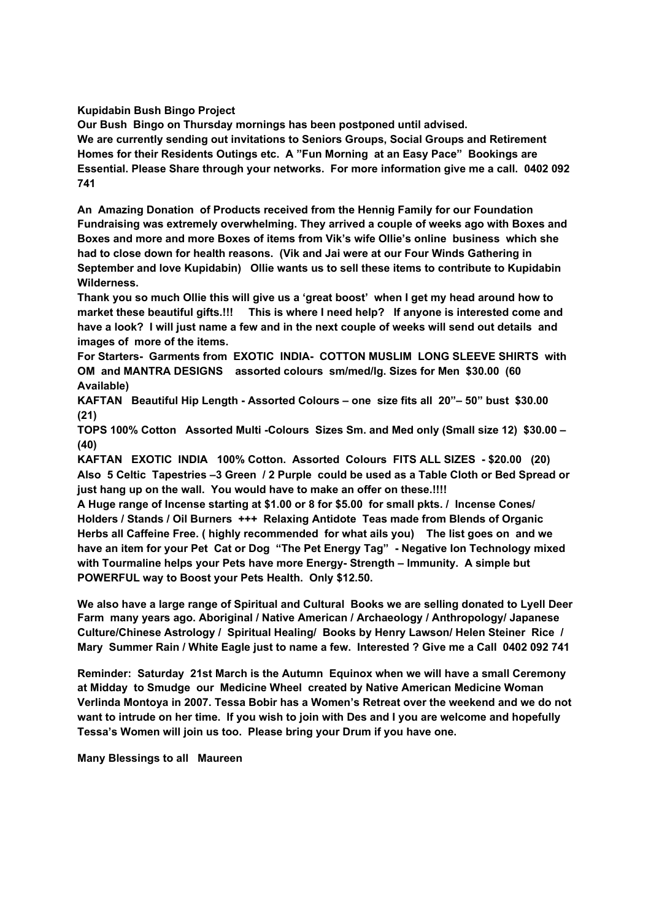**Kupidabin Bush Bingo Project**

**Our Bush Bingo on Thursday mornings has been postponed until advised.**
**We are currently sending out invitations to Seniors Groups, Social Groups and Retirement Homes for their Residents Outings etc. A "Fun Morning at an Easy Pace" Bookings are Essential. Please Share through your networks. For more information give me a call. 0402 092 741**

**An Amazing Donation of Products received from the Hennig Family for our Foundation Fundraising was extremely overwhelming. They arrived a couple of weeks ago with Boxes and Boxes and more and more Boxes of items from Vik's wife Ollie's online business which she had to close down for health reasons. (Vik and Jai were at our Four Winds Gathering in September and love Kupidabin) Ollie wants us to sell these items to contribute to Kupidabin Wilderness.**

**Thank you so much Ollie this will give us a 'great boost' when I get my head around how to market these beautiful gifts.!!! This is where I need help? If anyone is interested come and have a look? I will just name a few and in the next couple of weeks will send out details and images of more of the items.**

**For Starters- Garments from EXOTIC INDIA- COTTON MUSLIM LONG SLEEVE SHIRTS with OM and MANTRA DESIGNS assorted colours sm/med/lg. Sizes for Men $30.00 (60 Available)**

**KAFTAN Beautiful Hip Length - Assorted Colours – one size fits all 20"– 50" bust $30.00 (21)**

**TOPS 100% Cotton Assorted Multi -Colours Sizes Sm. and Med only (Small size 12) $30.00 – (40)**

**KAFTAN EXOTIC INDIA 100% Cotton. Assorted Colours FITS ALL SIZES - $20.00 (20)**

**Also 5 Celtic Tapestries –3 Green / 2 Purple could be used as a Table Cloth or Bed Spread or just hang up on the wall. You would have to make an offer on these.!!!!**

**A Huge range of Incense starting at $1.00 or 8 for $5.00 for small pkts. / Incense Cones/ Holders / Stands / Oil Burners +++ Relaxing Antidote Teas made from Blends of Organic Herbs all Caffeine Free. ( highly recommended for what ails you) The list goes on and we have an item for your Pet Cat or Dog "The Pet Energy Tag" - Negative Ion Technology mixed with Tourmaline helps your Pets have more Energy- Strength – Immunity. A simple but POWERFUL way to Boost your Pets Health. Only $12.50.**

**We also have a large range of Spiritual and Cultural Books we are selling donated to Lyell Deer Farm many years ago. Aboriginal / Native American / Archaeology / Anthropology/ Japanese Culture/Chinese Astrology / Spiritual Healing/ Books by Henry Lawson/ Helen Steiner Rice / Mary Summer Rain / White Eagle just to name a few. Interested ? Give me a Call 0402 092 741**

**Reminder: Saturday 21st March is the Autumn Equinox when we will have a small Ceremony at Midday to Smudge our Medicine Wheel created by Native American Medicine Woman Verlinda Montoya in 2007. Tessa Bobir has a Women's Retreat over the weekend and we do not want to intrude on her time. If you wish to join with Des and I you are welcome and hopefully Tessa's Women will join us too. Please bring your Drum if you have one.**

**Many Blessings to all Maureen**